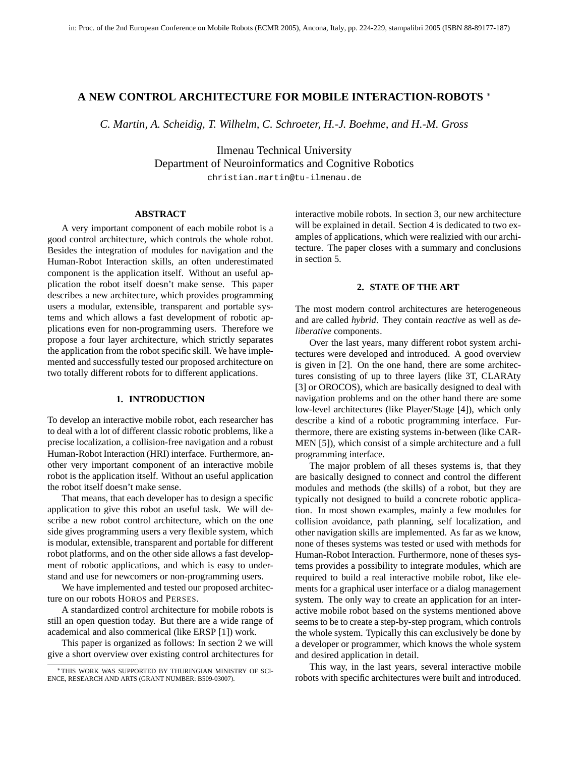# A NEW CONTROL ARCHITECTURE FOR MOBILE INTERACTION-ROBOTS *

*C. Martin, A. Scheidig, T. Wilhelm, C. Schroeter, H.-J. Boehme, and H.-M. Gross*

Ilmenau Technical University
Department of Neuroinformatics and Cognitive Robotics
christian.martin@tu-ilmenau.de

## ABSTRACT

A very important component of each mobile robot is a good control architecture, which controls the whole robot. Besides the integration of modules for navigation and the Human-Robot Interaction skills, an often underestimated component is the application itself. Without an useful application the robot itself doesn't make sense. This paper describes a new architecture, which provides programming users a modular, extensible, transparent and portable systems and which allows a fast development of robotic applications even for non-programming users. Therefore we propose a four layer architecture, which strictly separates the application from the robot specific skill. We have implemented and successfully tested our proposed architecture on two totally different robots for to different applications.

## 1. INTRODUCTION

To develop an interactive mobile robot, each researcher has to deal with a lot of different classic robotic problems, like a precise localization, a collision-free navigation and a robust Human-Robot Interaction (HRI) interface. Furthermore, another very important component of an interactive mobile robot is the application itself. Without an useful application the robot itself doesn't make sense.

That means, that each developer has to design a specific application to give this robot an useful task. We will describe a new robot control architecture, which on the one side gives programming users a very flexible system, which is modular, extensible, transparent and portable for different robot platforms, and on the other side allows a fast development of robotic applications, and which is easy to understand and use for newcomers or non-programming users.

We have implemented and tested our proposed architecture on our robots HOROS and PERSES.

A standardized control architecture for mobile robots is still an open question today. But there are a wide range of academical and also commerical (like ERSP [1]) work.

This paper is organized as follows: In section 2 we will give a short overview over existing control architectures for interactive mobile robots. In section 3, our new architecture will be explained in detail. Section 4 is dedicated to two examples of applications, which were realizied with our architecture. The paper closes with a summary and conclusions in section 5.

## 2. STATE OF THE ART

The most modern control architectures are heterogeneous and are called *hybrid*. They contain *reactive* as well as *deliberative* components.

Over the last years, many different robot system architectures were developed and introduced. A good overview is given in [2]. On the one hand, there are some architectures consisting of up to three layers (like 3T, CLARAty [3] or OROCOS), which are basically designed to deal with navigation problems and on the other hand there are some low-level architectures (like Player/Stage [4]), which only describe a kind of a robotic programming interface. Furthermore, there are existing systems in-between (like CARMEN [5]), which consist of a simple architecture and a full programming interface.

The major problem of all theses systems is, that they are basically designed to connect and control the different modules and methods (the skills) of a robot, but they are typically not designed to build a concrete robotic application. In most shown examples, mainly a few modules for collision avoidance, path planning, self localization, and other navigation skills are implemented. As far as we know, none of theses systems was tested or used with methods for Human-Robot Interaction. Furthermore, none of theses systems provides a possibility to integrate modules, which are required to build a real interactive mobile robot, like elements for a graphical user interface or a dialog management system. The only way to create an application for an interactive mobile robot based on the systems mentioned above seems to be to create a step-by-step program, which controls the whole system. Typically this can exclusively be done by a developer or programmer, which knows the whole system and desired application in detail.

This way, in the last years, several interactive mobile robots with specific architectures were built and introduced.

*THIS WORK WAS SUPPORTED BY THURINGIAN MINISTRY OF SCIENCE, RESEARCH AND ARTS (GRANT NUMBER: B509-03007).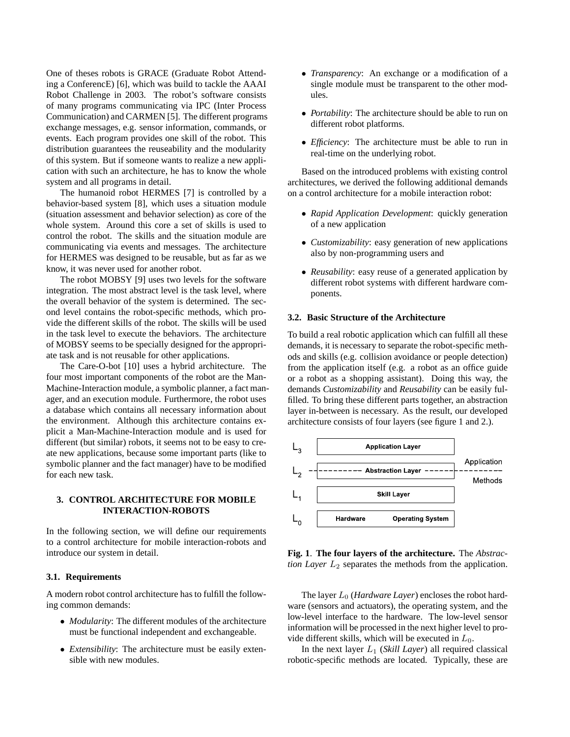One of theses robots is GRACE (Graduate Robot Attending a ConferencE) [6], which was build to tackle the AAAI Robot Challenge in 2003. The robot's software consists of many programs communicating via IPC (Inter Process Communication) and CARMEN [5]. The different programs exchange messages, e.g. sensor information, commands, or events. Each program provides one skill of the robot. This distribution guarantees the reuseability and the modularity of this system. But if someone wants to realize a new application with such an architecture, he has to know the whole system and all programs in detail.

The humanoid robot HERMES [7] is controlled by a behavior-based system [8], which uses a situation module (situation assessment and behavior selection) as core of the whole system. Around this core a set of skills is used to control the robot. The skills and the situation module are communicating via events and messages. The architecture for HERMES was designed to be reusable, but as far as we know, it was never used for another robot.

The robot MOBSY [9] uses two levels for the software integration. The most abstract level is the task level, where the overall behavior of the system is determined. The second level contains the robot-specific methods, which provide the different skills of the robot. The skills will be used in the task level to execute the behaviors. The architecture of MOBSY seems to be specially designed for the appropriate task and is not reusable for other applications.

The Care-O-bot [10] uses a hybrid architecture. The four most important components of the robot are the Man-Machine-Interaction module, a symbolic planner, a fact manager, and an execution module. Furthermore, the robot uses a database which contains all necessary information about the environment. Although this architecture contains explicit a Man-Machine-Interaction module and is used for different (but similar) robots, it seems not to be easy to create new applications, because some important parts (like to symbolic planner and the fact manager) have to be modified for each new task.

## 3. CONTROL ARCHITECTURE FOR MOBILE INTERACTION-ROBOTS

In the following section, we will define our requirements to a control architecture for mobile interaction-robots and introduce our system in detail.

### 3.1. Requirements

A modern robot control architecture has to fulfill the following common demands:

- *Modularity*: The different modules of the architecture must be functional independent and exchangeable.
- *Extensibility*: The architecture must be easily extensible with new modules.
- *Transparency*: An exchange or a modification of a single module must be transparent to the other modules.
- *Portability*: The architecture should be able to run on different robot platforms.
- *Efficiency*: The architecture must be able to run in real-time on the underlying robot.

Based on the introduced problems with existing control architectures, we derived the following additional demands on a control architecture for a mobile interaction robot:

- *Rapid Application Development*: quickly generation of a new application
- *Customizability*: easy generation of new applications also by non-programming users and
- *Reusability*: easy reuse of a generated application by different robot systems with different hardware components.

### 3.2. Basic Structure of the Architecture

To build a real robotic application which can fulfill all these demands, it is necessary to separate the robot-specific methods and skills (e.g. collision avoidance or people detection) from the application itself (e.g. a robot as an office guide or a robot as a shopping assistant). Doing this way, the demands *Customizability* and *Reusability* can be easily fulfilled. To bring these different parts together, an abstraction layer in-between is necessary. As the result, our developed architecture consists of four layers (see figure 1 and 2.).

| | | |
|---|---|---|
| $L_3$ | Application Layer | |
| | | Application |
| $L_2$ | Abstraction Layer | |
| | | Methods |
| $L_1$ | Skill Layer | |
| $L_0$ | Hardware / Operating System | |

**Fig. 1**. **The four layers of the architecture.** The *Abstraction Layer* $L_2$ separates the methods from the application.

The layer $L_0$ (*Hardware Layer*) encloses the robot hardware (sensors and actuators), the operating system, and the low-level interface to the hardware. The low-level sensor information will be processed in the next higher level to provide different skills, which will be executed in $L_0$.

In the next layer $L_1$ (*Skill Layer*) all required classical robotic-specific methods are located. Typically, these are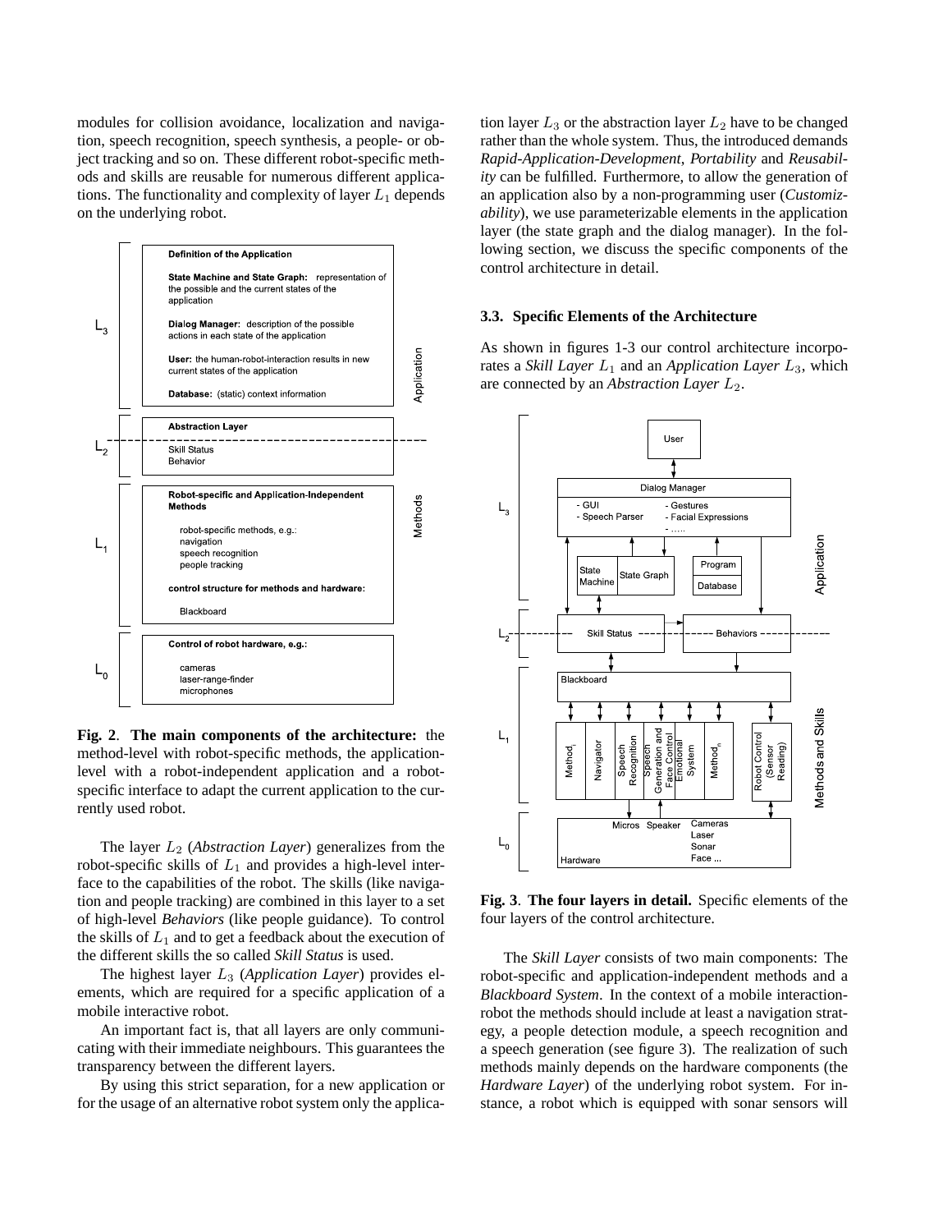modules for collision avoidance, localization and navigation, speech recognition, speech synthesis, a people- or object tracking and so on. These different robot-specific methods and skills are reusable for numerous different applications. The functionality and complexity of layer $L_1$ depends on the underlying robot.

**Fig. 2**. **The main components of the architecture:** the method-level with robot-specific methods, the application-level with a robot-independent application and a robot-specific interface to adapt the current application to the currently used robot.

The layer $L_2$ (*Abstraction Layer*) generalizes from the robot-specific skills of $L_1$ and provides a high-level interface to the capabilities of the robot. The skills (like navigation and people tracking) are combined in this layer to a set of high-level *Behaviors* (like people guidance). To control the skills of $L_1$ and to get a feedback about the execution of the different skills the so called *Skill Status* is used.

The highest layer $L_3$ (*Application Layer*) provides elements, which are required for a specific application of a mobile interactive robot.

An important fact is, that all layers are only communicating with their immediate neighbours. This guarantees the transparency between the different layers.

By using this strict separation, for a new application or for the usage of an alternative robot system only the application layer $L_3$ or the abstraction layer $L_2$ have to be changed rather than the whole system. Thus, the introduced demands *Rapid-Application-Development*, *Portability* and *Reusability* can be fulfilled. Furthermore, to allow the generation of an application also by a non-programming user (*Customizability*), we use parameterizable elements in the application layer (the state graph and the dialog manager). In the following section, we discuss the specific components of the control architecture in detail.

### 3.3. Specific Elements of the Architecture

As shown in figures 1-3 our control architecture incorporates a *Skill Layer* $L_1$ and an *Application Layer* $L_3$, which are connected by an *Abstraction Layer* $L_2$.

**Fig. 3**. **The four layers in detail.** Specific elements of the four layers of the control architecture.

The *Skill Layer* consists of two main components: The robot-specific and application-independent methods and a *Blackboard System*. In the context of a mobile interaction-robot the methods should include at least a navigation strategy, a people detection module, a speech recognition and a speech generation (see figure 3). The realization of such methods mainly depends on the hardware components (the *Hardware Layer*) of the underlying robot system. For instance, a robot which is equipped with sonar sensors will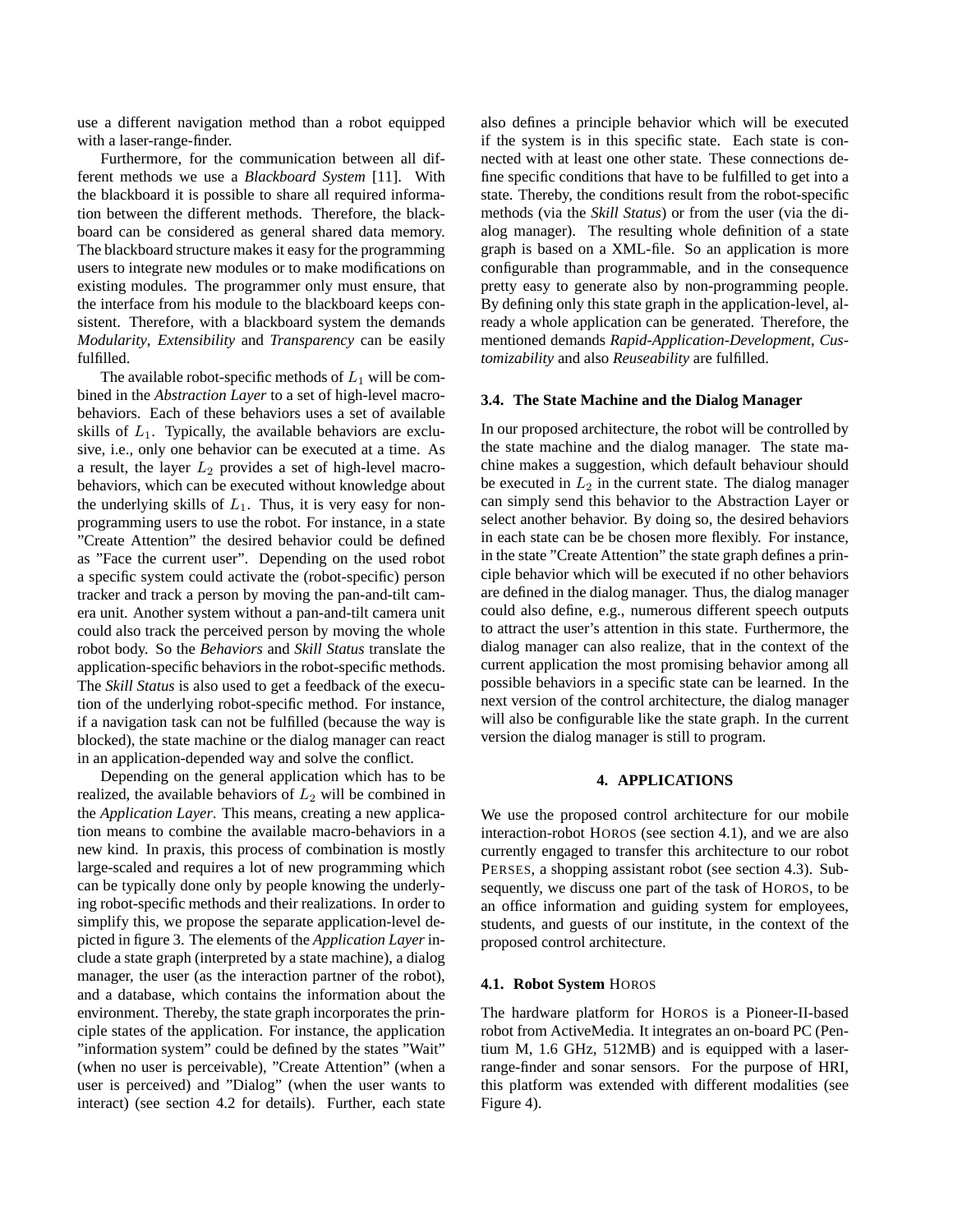use a different navigation method than a robot equipped with a laser-range-finder.

Furthermore, for the communication between all different methods we use a *Blackboard System* [11]. With the blackboard it is possible to share all required information between the different methods. Therefore, the blackboard can be considered as general shared data memory. The blackboard structure makes it easy for the programming users to integrate new modules or to make modifications on existing modules. The programmer only must ensure, that the interface from his module to the blackboard keeps consistent. Therefore, with a blackboard system the demands *Modularity*, *Extensibility* and *Transparency* can be easily fulfilled.

The available robot-specific methods of $L_1$ will be combined in the *Abstraction Layer* to a set of high-level macro-behaviors. Each of these behaviors uses a set of available skills of $L_1$. Typically, the available behaviors are exclusive, i.e., only one behavior can be executed at a time. As a result, the layer $L_2$ provides a set of high-level macro-behaviors, which can be executed without knowledge about the underlying skills of $L_1$. Thus, it is very easy for non-programming users to use the robot. For instance, in a state "Create Attention" the desired behavior could be defined as "Face the current user". Depending on the used robot a specific system could activate the (robot-specific) person tracker and track a person by moving the pan-and-tilt camera unit. Another system without a pan-and-tilt camera unit could also track the perceived person by moving the whole robot body. So the *Behaviors* and *Skill Status* translate the application-specific behaviors in the robot-specific methods. The *Skill Status* is also used to get a feedback of the execution of the underlying robot-specific method. For instance, if a navigation task can not be fulfilled (because the way is blocked), the state machine or the dialog manager can react in an application-depended way and solve the conflict.

Depending on the general application which has to be realized, the available behaviors of $L_2$ will be combined in the *Application Layer*. This means, creating a new application means to combine the available macro-behaviors in a new kind. In praxis, this process of combination is mostly large-scaled and requires a lot of new programming which can be typically done only by people knowing the underlying robot-specific methods and their realizations. In order to simplify this, we propose the separate application-level depicted in figure 3. The elements of the *Application Layer* include a state graph (interpreted by a state machine), a dialog manager, the user (as the interaction partner of the robot), and a database, which contains the information about the environment. Thereby, the state graph incorporates the principle states of the application. For instance, the application "information system" could be defined by the states "Wait" (when no user is perceivable), "Create Attention" (when a user is perceived) and "Dialog" (when the user wants to interact) (see section 4.2 for details). Further, each state also defines a principle behavior which will be executed if the system is in this specific state. Each state is connected with at least one other state. These connections define specific conditions that have to be fulfilled to get into a state. Thereby, the conditions result from the robot-specific methods (via the *Skill Status*) or from the user (via the dialog manager). The resulting whole definition of a state graph is based on a XML-file. So an application is more configurable than programmable, and in the consequence pretty easy to generate also by non-programming people. By defining only this state graph in the application-level, already a whole application can be generated. Therefore, the mentioned demands *Rapid-Application-Development*, *Customizability* and also *Reuseability* are fulfilled.

### 3.4. The State Machine and the Dialog Manager

In our proposed architecture, the robot will be controlled by the state machine and the dialog manager. The state machine makes a suggestion, which default behaviour should be executed in $L_2$ in the current state. The dialog manager can simply send this behavior to the Abstraction Layer or select another behavior. By doing so, the desired behaviors in each state can be chosen more flexibly. For instance, in the state "Create Attention" the state graph defines a principle behavior which will be executed if no other behaviors are defined in the dialog manager. Thus, the dialog manager could also define, e.g., numerous different speech outputs to attract the user's attention in this state. Furthermore, the dialog manager can also realize, that in the context of the current application the most promising behavior among all possible behaviors in a specific state can be learned. In the next version of the control architecture, the dialog manager will also be configurable like the state graph. In the current version the dialog manager is still to program.

## 4. APPLICATIONS

We use the proposed control architecture for our mobile interaction-robot HOROS (see section 4.1), and we are also currently engaged to transfer this architecture to our robot PERSES, a shopping assistant robot (see section 4.3). Subsequently, we discuss one part of the task of HOROS, to be an office information and guiding system for employees, students, and guests of our institute, in the context of the proposed control architecture.

### 4.1. Robot System HOROS

The hardware platform for HOROS is a Pioneer-II-based robot from ActiveMedia. It integrates an on-board PC (Pentium M, 1.6 GHz, 512MB) and is equipped with a laser-range-finder and sonar sensors. For the purpose of HRI, this platform was extended with different modalities (see Figure 4).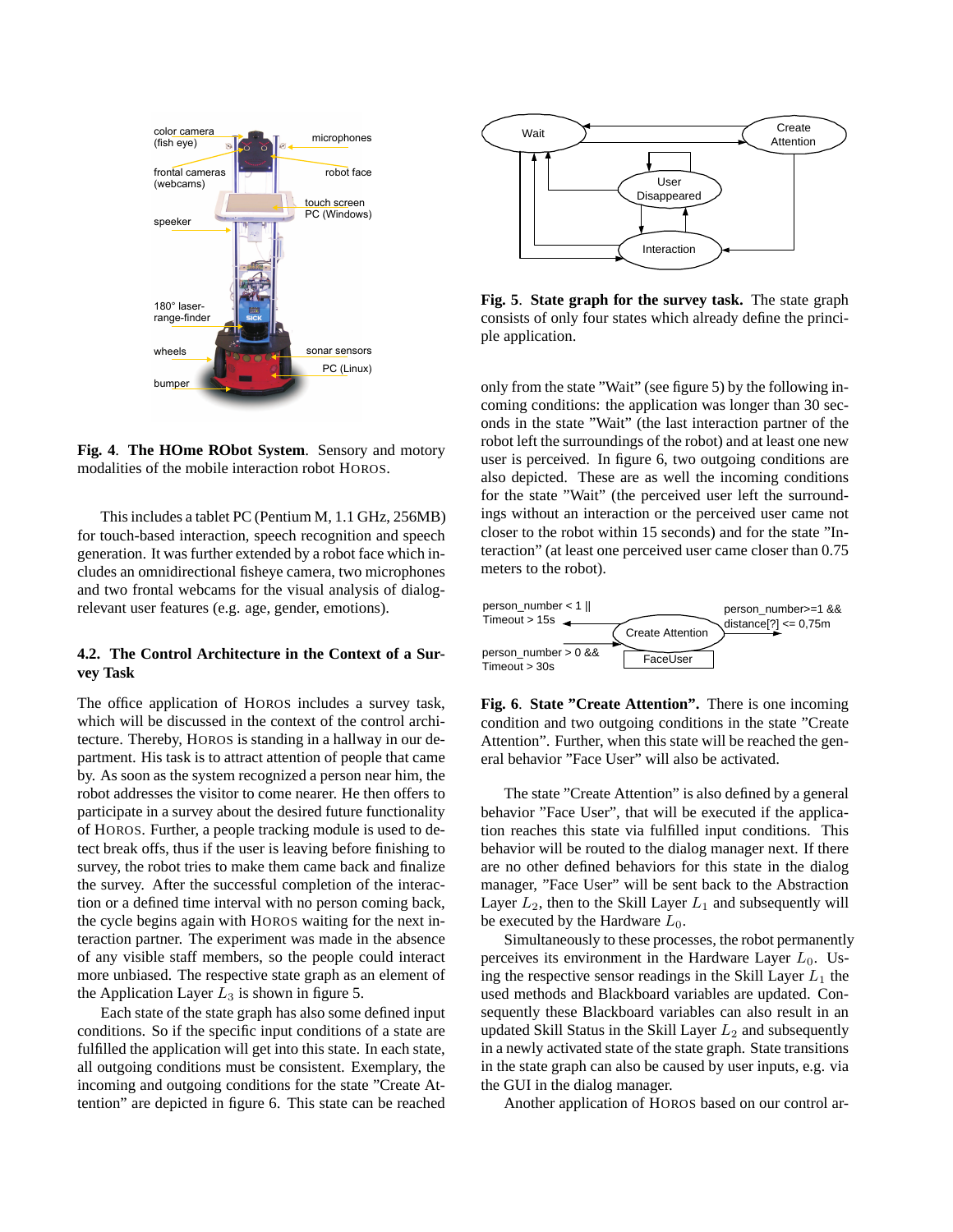Fig. 4. **The HOme RObot System**. Sensory and motory modalities of the mobile interaction robot HOROS.

This includes a tablet PC (Pentium M, 1.1 GHz, 256MB) for touch-based interaction, speech recognition and speech generation. It was further extended by a robot face which includes an omnidirectional fisheye camera, two microphones and two frontal webcams for the visual analysis of dialog-relevant user features (e.g. age, gender, emotions).

### 4.2. The Control Architecture in the Context of a Survey Task

The office application of HOROS includes a survey task, which will be discussed in the context of the control architecture. Thereby, HOROS is standing in a hallway in our department. His task is to attract attention of people that came by. As soon as the system recognized a person near him, the robot addresses the visitor to come nearer. He then offers to participate in a survey about the desired future functionality of HOROS. Further, a people tracking module is used to detect break offs, thus if the user is leaving before finishing to survey, the robot tries to make them came back and finalize the survey. After the successful completion of the interaction or a defined time interval with no person coming back, the cycle begins again with HOROS waiting for the next interaction partner. The experiment was made in the absence of any visible staff members, so the people could interact more unbiased. The respective state graph as an element of the Application Layer $L_3$ is shown in figure 5.

Each state of the state graph has also some defined input conditions. So if the specific input conditions of a state are fulfilled the application will get into this state. In each state, all outgoing conditions must be consistent. Exemplary, the incoming and outgoing conditions for the state "Create Attention" are depicted in figure 6. This state can be reached

**Fig. 5**. **State graph for the survey task.** The state graph consists of only four states which already define the principle application.

only from the state "Wait" (see figure 5) by the following incoming conditions: the application was longer than 30 seconds in the state "Wait" (the last interaction partner of the robot left the surroundings of the robot) and at least one new user is perceived. In figure 6, two outgoing conditions are also depicted. These are as well the incoming conditions for the state "Wait" (the perceived user left the surroundings without an interaction or the perceived user came not closer to the robot within 15 seconds) and for the state "Interaction" (at least one perceived user came closer than 0.75 meters to the robot).

**Fig. 6**. **State "Create Attention".** There is one incoming condition and two outgoing conditions in the state "Create Attention". Further, when this state will be reached the general behavior "Face User" will also be activated.

The state "Create Attention" is also defined by a general behavior "Face User", that will be executed if the application reaches this state via fulfilled input conditions. This behavior will be routed to the dialog manager next. If there are no other defined behaviors for this state in the dialog manager, "Face User" will be sent back to the Abstraction Layer $L_2$, then to the Skill Layer $L_1$ and subsequently will be executed by the Hardware $L_0$.

Simultaneously to these processes, the robot permanently perceives its environment in the Hardware Layer $L_0$. Using the respective sensor readings in the Skill Layer $L_1$ the used methods and Blackboard variables are updated. Consequently these Blackboard variables can also result in an updated Skill Status in the Skill Layer $L_2$ and subsequently in a newly activated state of the state graph. State transitions in the state graph can also be caused by user inputs, e.g. via the GUI in the dialog manager.

Another application of HOROS based on our control ar-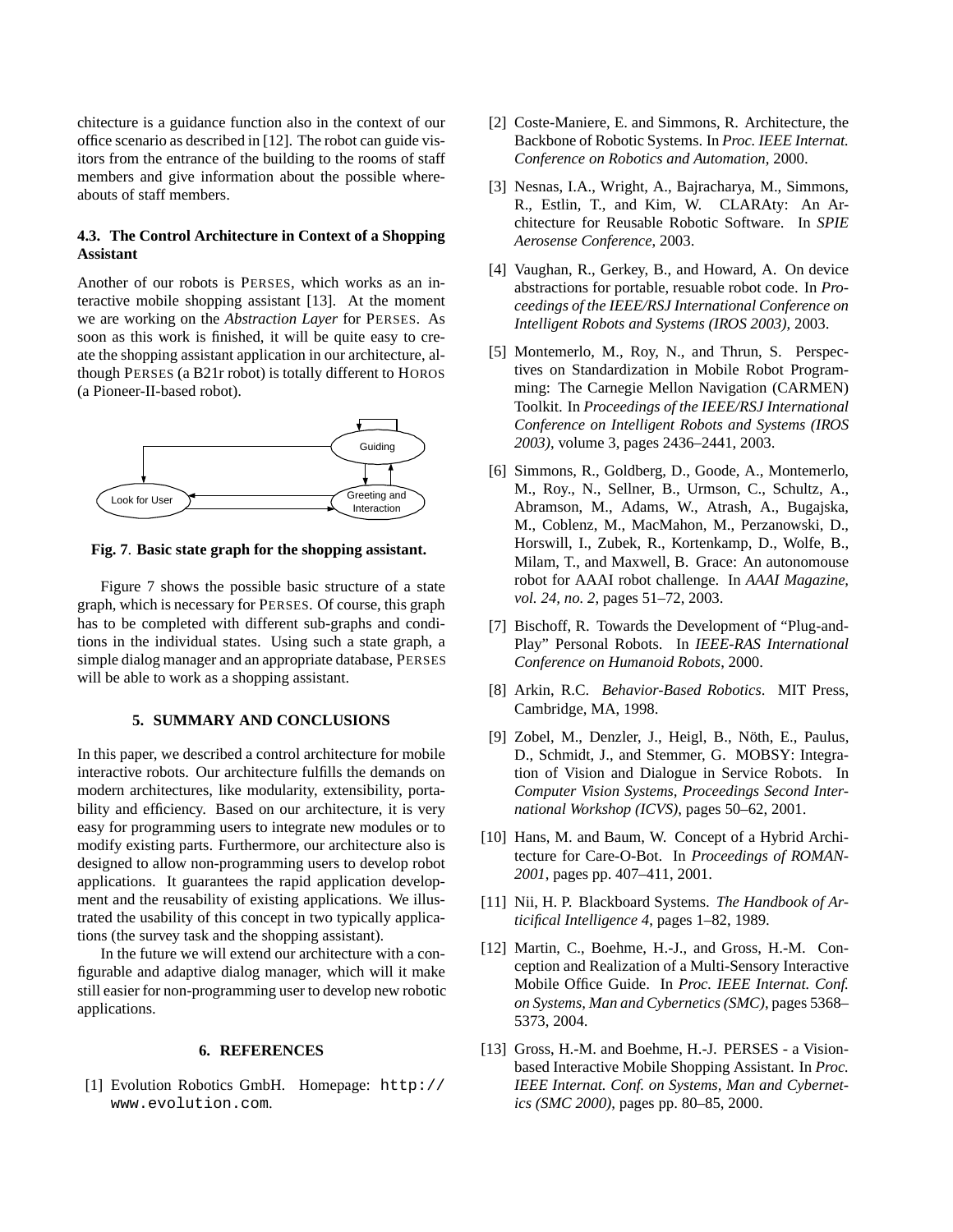chitecture is a guidance function also in the context of our office scenario as described in [12]. The robot can guide visitors from the entrance of the building to the rooms of staff members and give information about the possible whereabouts of staff members.

### 4.3. The Control Architecture in Context of a Shopping Assistant

Another of our robots is PERSES, which works as an interactive mobile shopping assistant [13]. At the moment we are working on the *Abstraction Layer* for PERSES. As soon as this work is finished, it will be quite easy to create the shopping assistant application in our architecture, although PERSES (a B21r robot) is totally different to HOROS (a Pioneer-II-based robot).

Guiding

Look for User

Greeting and Interaction

**Fig. 7. Basic state graph for the shopping assistant.**

Figure 7 shows the possible basic structure of a state graph, which is necessary for PERSES. Of course, this graph has to be completed with different sub-graphs and conditions in the individual states. Using such a state graph, a simple dialog manager and an appropriate database, PERSES will be able to work as a shopping assistant.

## 5. SUMMARY AND CONCLUSIONS

In this paper, we described a control architecture for mobile interactive robots. Our architecture fulfills the demands on modern architectures, like modularity, extensibility, portability and efficiency. Based on our architecture, it is very easy for programming users to integrate new modules or to modify existing parts. Furthermore, our architecture also is designed to allow non-programming users to develop robot applications. It guarantees the rapid application development and the reusability of existing applications. We illustrated the usability of this concept in two typically applications (the survey task and the shopping assistant).

In the future we will extend our architecture with a configurable and adaptive dialog manager, which will it make still easier for non-programming user to develop new robotic applications.

## 6. REFERENCES

[1] Evolution Robotics GmbH. Homepage: http://www.evolution.com.

[2] Coste-Maniere, E. and Simmons, R. Architecture, the Backbone of Robotic Systems. In *Proc. IEEE Internat. Conference on Robotics and Automation*, 2000.

[3] Nesnas, I.A., Wright, A., Bajracharya, M., Simmons, R., Estlin, T., and Kim, W. CLARAty: An Architecture for Reusable Robotic Software. In *SPIE Aerosense Conference*, 2003.

[4] Vaughan, R., Gerkey, B., and Howard, A. On device abstractions for portable, resuable robot code. In *Proceedings of the IEEE/RSJ International Conference on Intelligent Robots and Systems (IROS 2003)*, 2003.

[5] Montemerlo, M., Roy, N., and Thrun, S. Perspectives on Standardization in Mobile Robot Programming: The Carnegie Mellon Navigation (CARMEN) Toolkit. In *Proceedings of the IEEE/RSJ International Conference on Intelligent Robots and Systems (IROS 2003)*, volume 3, pages 2436–2441, 2003.

[6] Simmons, R., Goldberg, D., Goode, A., Montemerlo, M., Roy., N., Sellner, B., Urmson, C., Schultz, A., Abramson, M., Adams, W., Atrash, A., Bugajska, M., Coblenz, M., MacMahon, M., Perzanowski, D., Horswill, I., Zubek, R., Kortenkamp, D., Wolfe, B., Milam, T., and Maxwell, B. Grace: An autonomouse robot for AAAI robot challenge. In *AAAI Magazine, vol. 24, no. 2*, pages 51–72, 2003.

[7] Bischoff, R. Towards the Development of "Plug-and-Play" Personal Robots. In *IEEE-RAS International Conference on Humanoid Robots*, 2000.

[8] Arkin, R.C. *Behavior-Based Robotics*. MIT Press, Cambridge, MA, 1998.

[9] Zobel, M., Denzler, J., Heigl, B., Nöth, E., Paulus, D., Schmidt, J., and Stemmer, G. MOBSY: Integration of Vision and Dialogue in Service Robots. In *Computer Vision Systems, Proceedings Second International Workshop (ICVS)*, pages 50–62, 2001.

[10] Hans, M. and Baum, W. Concept of a Hybrid Architecture for Care-O-Bot. In *Proceedings of ROMAN-2001*, pages pp. 407–411, 2001.

[11] Nii, H. P. Blackboard Systems. *The Handbook of Artificial Intelligence 4*, pages 1–82, 1989.

[12] Martin, C., Boehme, H.-J., and Gross, H.-M. Conception and Realization of a Multi-Sensory Interactive Mobile Office Guide. In *Proc. IEEE Internat. Conf. on Systems, Man and Cybernetics (SMC)*, pages 5368–5373, 2004.

[13] Gross, H.-M. and Boehme, H.-J. PERSES - a Vision-based Interactive Mobile Shopping Assistant. In *Proc. IEEE Internat. Conf. on Systems, Man and Cybernetics (SMC 2000)*, pages pp. 80–85, 2000.